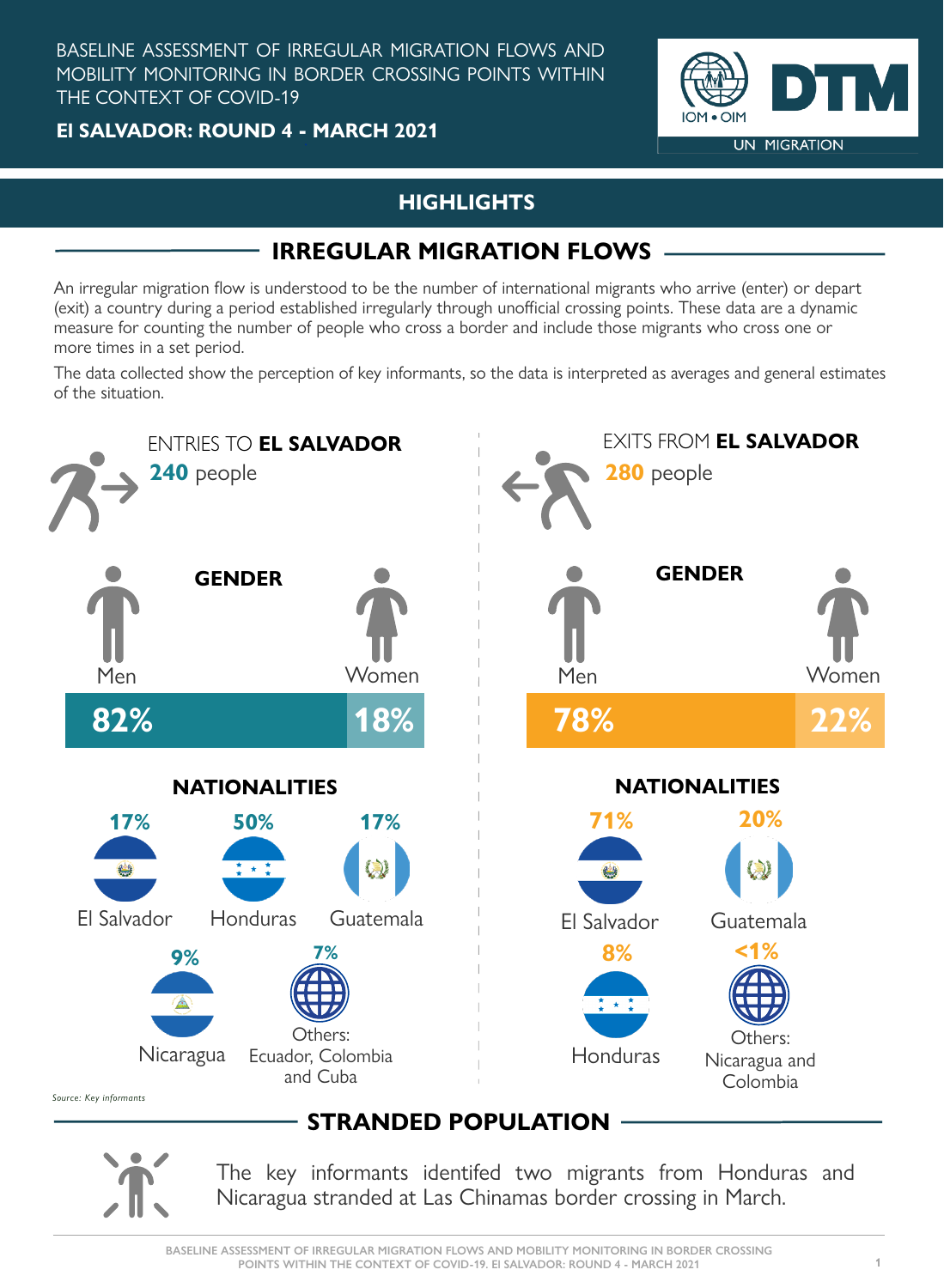BASELINE ASSESSMENT OF IRREGULAR MIGRATION FLOWS AND MOBILITY MONITORING IN BORDER CROSSING POINTS WITHIN THE CONTEXT OF COVID-19

**El SALVADOR: ROUND 4 - MARCH 2021**

IOM • OIM DTM UN MIGRATION

## HIGHLIGHTS

## IRREGULAR MIGRATION FLOWS

An irregular migration flow is understood to be the number of international migrants who arrive (enter) or depart (exit) a country during a period established irregularly through unofficial crossing points. These data are a dynamic measure for counting the number of people who cross a border and include those migrants who cross one or more times in a set period.

The data collected show the perception of key informants, so the data is interpreted as averages and general estimates of the situation.

### ENTRIES TO **EL SALVADOR**

**240** people

**GENDER**

| Men | Women |
|---|---|
| 82% | 18% |

**NATIONALITIES**

| Nationality | % |
|---|---|
| El Salvador | 17% |
| Honduras | 50% |
| Guatemala | 17% |
| Nicaragua | 9% |
| Others: Ecuador, Colombia and Cuba | 7% |

### EXITS FROM **EL SALVADOR**

**280** people

**GENDER**

| Men | Women |
|---|---|
| 78% | 22% |

**NATIONALITIES**

| Nationality | % |
|---|---|
| El Salvador | 71% |
| Guatemala | 20% |
| Honduras | 8% |
| Others: Nicaragua and Colombia | <1% |

*Source: Key informants*

## STRANDED POPULATION

The key informants identifed two migrants from Honduras and Nicaragua stranded at Las Chinamas border crossing in March.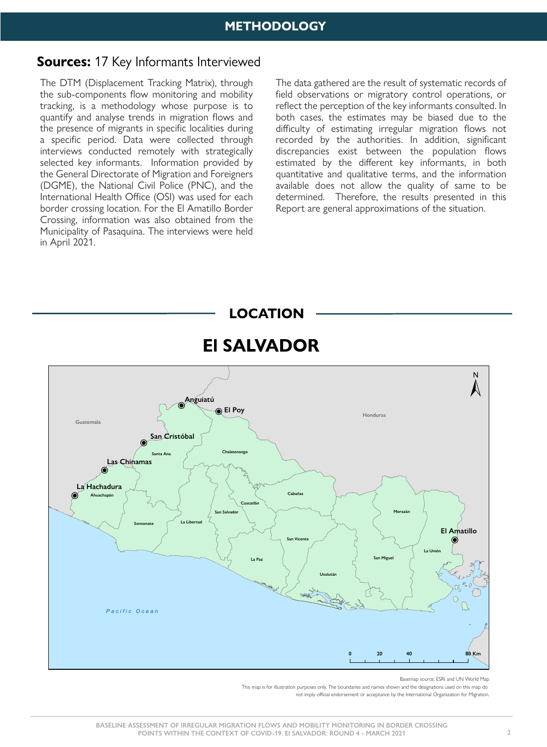# METHODOLOGY

## **Sources:** 17 Key Informants Interviewed

The DTM (Displacement Tracking Matrix), through the sub-components flow monitoring and mobility tracking, is a methodology whose purpose is to quantify and analyse trends in migration flows and the presence of migrants in specific localities during a specific period. Data were collected through interviews conducted remotely with strategically selected key informants. Information provided by the General Directorate of Migration and Foreigners (DGME), the National Civil Police (PNC), and the International Health Office (OSI) was used for each border crossing location. For the El Amatillo Border Crossing, information was also obtained from the Municipality of Pasaquina. The interviews were held in April 2021.

The data gathered are the result of systematic records of field observations or migratory control operations, or reflect the perception of the key informants consulted. In both cases, the estimates may be biased due to the difficulty of estimating irregular migration flows not recorded by the authorities. In addition, significant discrepancies exist between the population flows estimated by the different key informants, in both quantitative and qualitative terms, and the information available does not allow the quality of same to be determined. Therefore, the results presented in this Report are general approximations of the situation.

## LOCATION

# El SALVADOR

Anguiatú, El Poy, San Cristóbal, Las Chinamas, La Hachadura, El Amatillo

Guatemala, Honduras, Pacific Ocean

Santa Ana, Chalatenango, Ahuachapán, Cabañas, Cuscatlán, San Salvador, Morazán, Sonsonate, La Libertad, San Vicente, La Unión, San Miguel, La Paz, Usulután

0 20 40 80 Km

Basemap source: ESRI and UN World Map

This map is for illustration purposes only. The boundaries and names shown and the designations used on this map do not imply official endorsement or acceptance by the International Organization for Migration.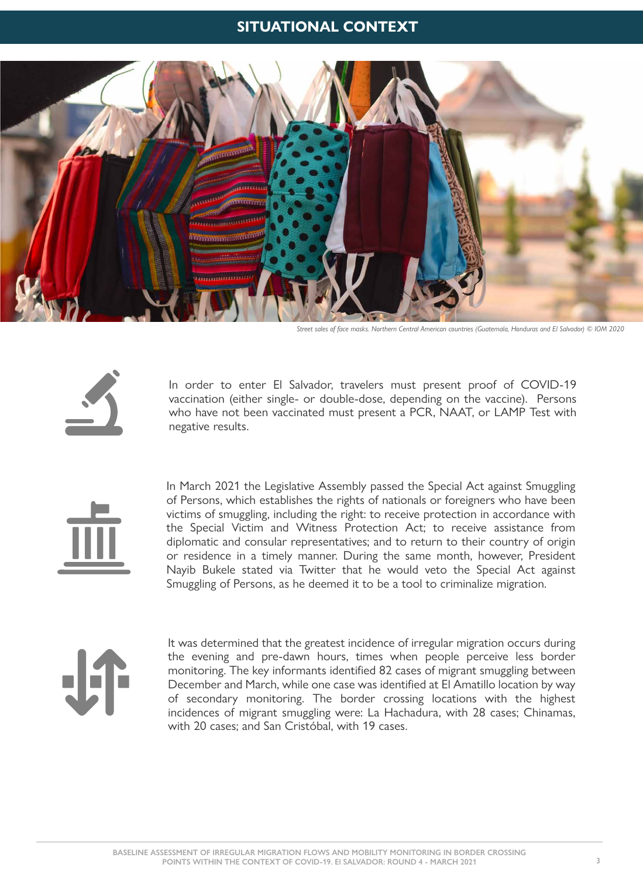# SITUATIONAL CONTEXT

*Street sales of face masks. Northern Central American countries (Guatemala, Honduras and El Salvador) © IOM 2020*

In order to enter El Salvador, travelers must present proof of COVID-19 vaccination (either single- or double-dose, depending on the vaccine). Persons who have not been vaccinated must present a PCR, NAAT, or LAMP Test with negative results.

In March 2021 the Legislative Assembly passed the Special Act against Smuggling of Persons, which establishes the rights of nationals or foreigners who have been victims of smuggling, including the right: to receive protection in accordance with the Special Victim and Witness Protection Act; to receive assistance from diplomatic and consular representatives; and to return to their country of origin or residence in a timely manner. During the same month, however, President Nayib Bukele stated via Twitter that he would veto the Special Act against Smuggling of Persons, as he deemed it to be a tool to criminalize migration.

It was determined that the greatest incidence of irregular migration occurs during the evening and pre-dawn hours, times when people perceive less border monitoring. The key informants identified 82 cases of migrant smuggling between December and March, while one case was identified at El Amatillo location by way of secondary monitoring. The border crossing locations with the highest incidences of migrant smuggling were: La Hachadura, with 28 cases; Chinamas, with 20 cases; and San Cristóbal, with 19 cases.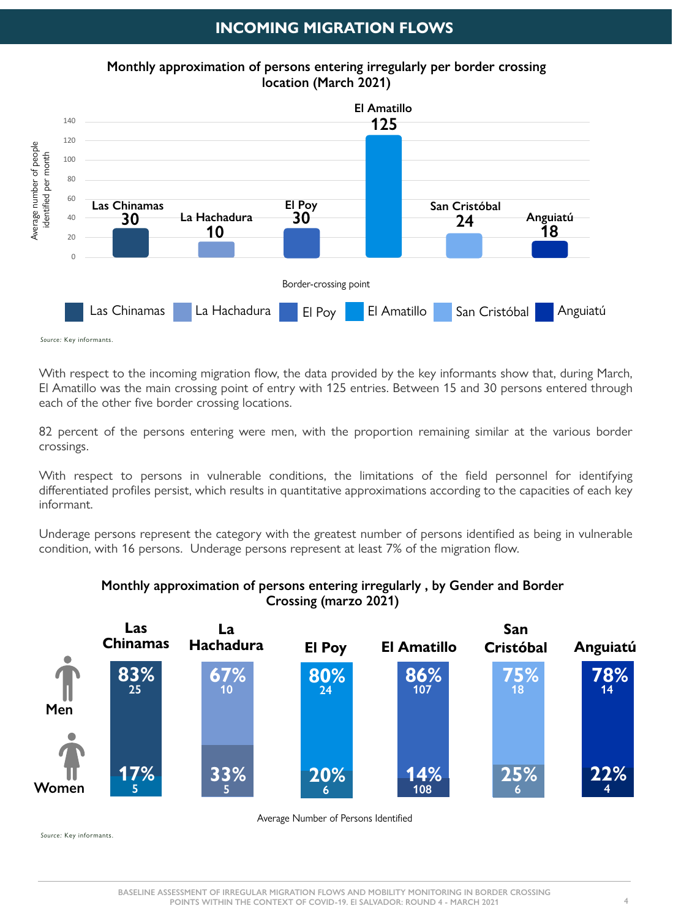## INCOMING MIGRATION FLOWS

**Monthly approximation of persons entering irregularly per border crossing location (March 2021)**

| Border-crossing point | Average number of people identified per month |
|---|---|
| Las Chinamas | 30 |
| La Hachadura | 10 |
| El Poy | 30 |
| El Amatillo | 125 |
| San Cristóbal | 24 |
| Anguiatú | 18 |

*Source:* Key informants.

With respect to the incoming migration flow, the data provided by the key informants show that, during March, El Amatillo was the main crossing point of entry with 125 entries. Between 15 and 30 persons entered through each of the other five border crossing locations.

82 percent of the persons entering were men, with the proportion remaining similar at the various border crossings.

With respect to persons in vulnerable conditions, the limitations of the field personnel for identifying differentiated profiles persist, which results in quantitative approximations according to the capacities of each key informant.

Underage persons represent the category with the greatest number of persons identified as being in vulnerable condition, with 16 persons. Underage persons represent at least 7% of the migration flow.

**Monthly approximation of persons entering irregularly , by Gender and Border Crossing (marzo 2021)**

| | Las Chinamas | La Hachadura | El Poy | El Amatillo | San Cristóbal | Anguiatú |
|---|---|---|---|---|---|---|
| Men | 83% (25) | 67% (10) | 80% (24) | 86% (107) | 75% (18) | 78% (14) |
| Women | 17% (5) | 33% (5) | 20% (6) | 14% (108) | 25% (6) | 22% (4) |

Average Number of Persons Identified

*Source:* Key informants.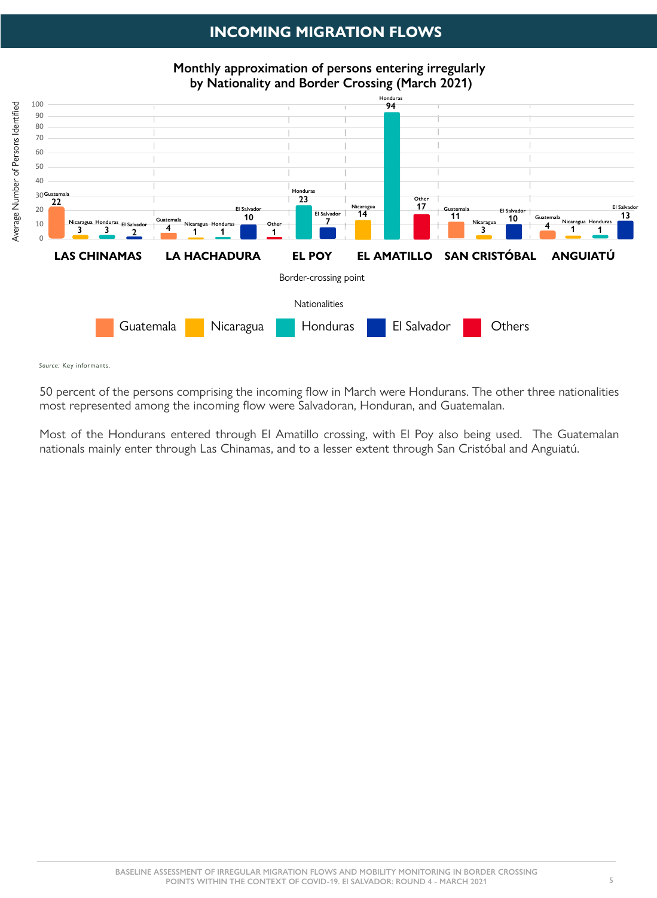## INCOMING MIGRATION FLOWS

**Monthly approximation of persons entering irregularly by Nationality and Border Crossing (March 2021)**

| Border-crossing point | Nationality | Average Number of Persons Identified |
|---|---|---|
| LAS CHINAMAS | Guatemala | 22 |
| LAS CHINAMAS | Nicaragua | 3 |
| LAS CHINAMAS | Honduras | 3 |
| LAS CHINAMAS | El Salvador | 2 |
| LA HACHADURA | Guatemala | 4 |
| LA HACHADURA | Nicaragua | 1 |
| LA HACHADURA | Honduras | 1 |
| LA HACHADURA | El Salvador | 10 |
| LA HACHADURA | Other | 1 |
| EL POY | Honduras | 23 |
| EL POY | El Salvador | 7 |
| EL AMATILLO | Nicaragua | 14 |
| EL AMATILLO | Honduras | 94 |
| EL AMATILLO | Other | 17 |
| SAN CRISTÓBAL | Guatemala | 11 |
| SAN CRISTÓBAL | Nicaragua | 3 |
| SAN CRISTÓBAL | El Salvador | 10 |
| ANGUIATÚ | Guatemala | 4 |
| ANGUIATÚ | Nicaragua | 1 |
| ANGUIATÚ | Honduras | 1 |
| ANGUIATÚ | El Salvador | 13 |

Nationalities: Guatemala, Nicaragua, Honduras, El Salvador, Others

*Source:* Key informants.

50 percent of the persons comprising the incoming flow in March were Hondurans. The other three nationalities most represented among the incoming flow were Salvadoran, Honduran, and Guatemalan.

Most of the Hondurans entered through El Amatillo crossing, with El Poy also being used. The Guatemalan nationals mainly enter through Las Chinamas, and to a lesser extent through San Cristóbal and Anguiatú.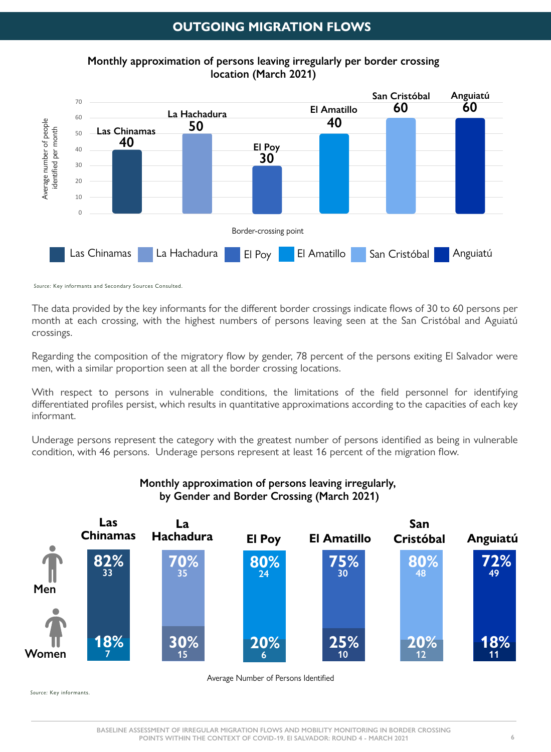## OUTGOING MIGRATION FLOWS

**Monthly approximation of persons leaving irregularly per border crossing location (March 2021)**

| Border-crossing point | Average number of people identified per month |
|---|---|
| Las Chinamas | 40 |
| La Hachadura | 50 |
| El Poy | 30 |
| El Amatillo | 40 |
| San Cristóbal | 60 |
| Anguiatú | 60 |

*Source:* Key informants and Secondary Sources Consulted.

The data provided by the key informants for the different border crossings indicate flows of 30 to 60 persons per month at each crossing, with the highest numbers of persons leaving seen at the San Cristóbal and Aguiatú crossings.

Regarding the composition of the migratory flow by gender, 78 percent of the persons exiting El Salvador were men, with a similar proportion seen at all the border crossing locations.

With respect to persons in vulnerable conditions, the limitations of the field personnel for identifying differentiated profiles persist, which results in quantitative approximations according to the capacities of each key informant.

Underage persons represent the category with the greatest number of persons identified as being in vulnerable condition, with 46 persons. Underage persons represent at least 16 percent of the migration flow.

**Monthly approximation of persons leaving irregularly, by Gender and Border Crossing (March 2021)**

| | Las Chinamas | La Hachadura | El Poy | El Amatillo | San Cristóbal | Anguiatú |
|---|---|---|---|---|---|---|
| Men | 82% (33) | 70% (35) | 80% (24) | 75% (30) | 80% (48) | 72% (49) |
| Women | 18% (7) | 30% (15) | 20% (6) | 25% (10) | 20% (12) | 18% (11) |

Average Number of Persons Identified

*Source:* Key informants.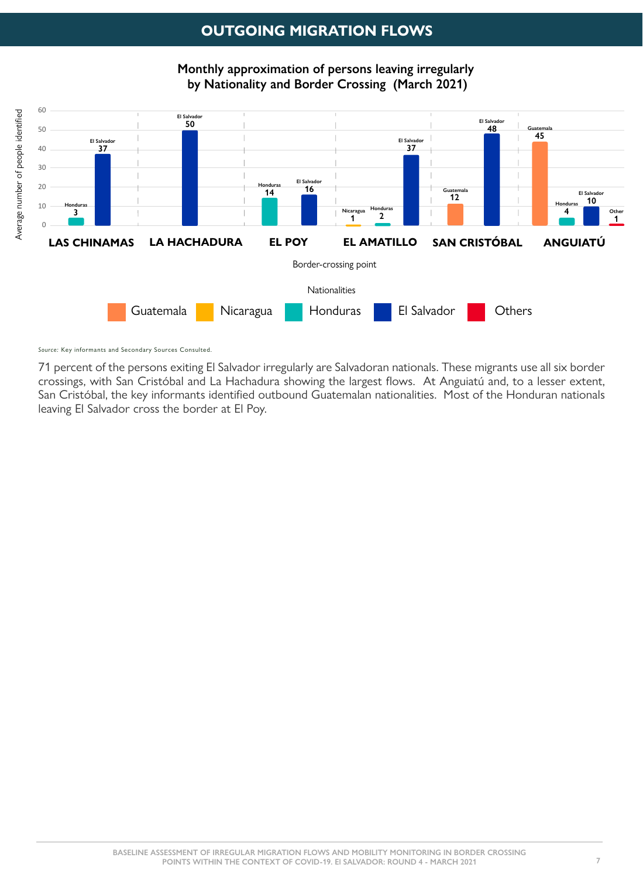# OUTGOING MIGRATION FLOWS

**Monthly approximation of persons leaving irregularly by Nationality and Border Crossing (March 2021)**

| Border-crossing point | Guatemala | Nicaragua | Honduras | El Salvador | Others |
|---|---|---|---|---|---|
| LAS CHINAMAS | | | 3 | 37 | |
| LA HACHADURA | | | | 50 | |
| EL POY | | | 14 | 16 | |
| EL AMATILLO | | 1 | 2 | 37 | |
| SAN CRISTÓBAL | 12 | | | 48 | |
| ANGUIATÚ | 45 | | 4 | 10 | 1 |

*Source:* Key informants and Secondary Sources Consulted.

71 percent of the persons exiting El Salvador irregularly are Salvadoran nationals. These migrants use all six border crossings, with San Cristóbal and La Hachadura showing the largest flows. At Anguiatú and, to a lesser extent, San Cristóbal, the key informants identified outbound Guatemalan nationalities. Most of the Honduran nationals leaving El Salvador cross the border at El Poy.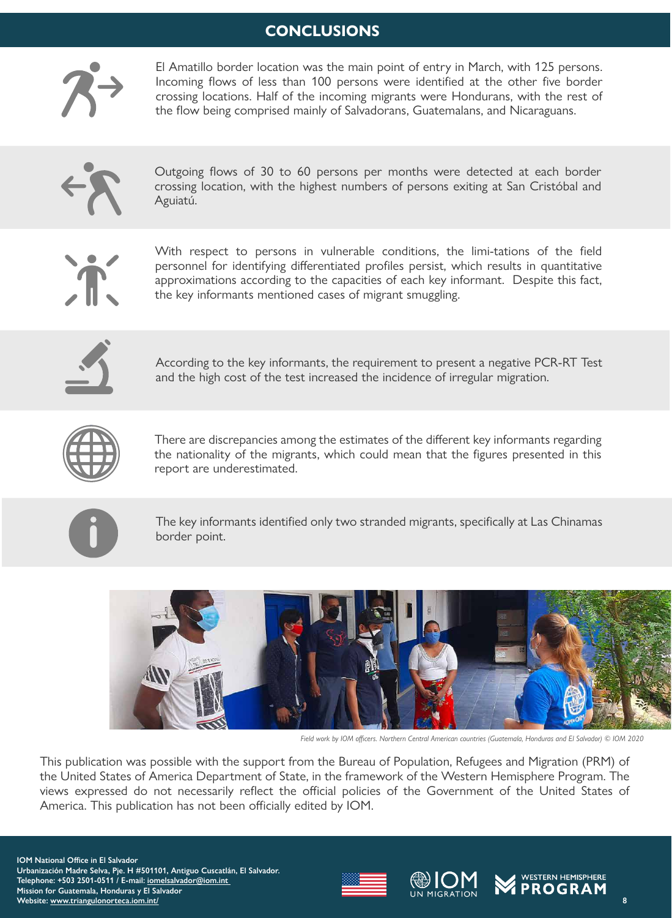## CONCLUSIONS

El Amatillo border location was the main point of entry in March, with 125 persons. Incoming flows of less than 100 persons were identified at the other five border crossing locations. Half of the incoming migrants were Hondurans, with the rest of the flow being comprised mainly of Salvadorans, Guatemalans, and Nicaraguans.

Outgoing flows of 30 to 60 persons per months were detected at each border crossing location, with the highest numbers of persons exiting at San Cristóbal and Aguiatú.

With respect to persons in vulnerable conditions, the limi-tations of the field personnel for identifying differentiated profiles persist, which results in quantitative approximations according to the capacities of each key informant. Despite this fact, the key informants mentioned cases of migrant smuggling.

According to the key informants, the requirement to present a negative PCR-RT Test and the high cost of the test increased the incidence of irregular migration.

There are discrepancies among the estimates of the different key informants regarding the nationality of the migrants, which could mean that the figures presented in this report are underestimated.

The key informants identified only two stranded migrants, specifically at Las Chinamas border point.

*Field work by IOM officers. Northern Central American countries (Guatemala, Honduras and El Salvador) © IOM 2020*

This publication was possible with the support from the Bureau of Population, Refugees and Migration (PRM) of the United States of America Department of State, in the framework of the Western Hemisphere Program. The views expressed do not necessarily reflect the official policies of the Government of the United States of America. This publication has not been officially edited by IOM.

**IOM National Office in El Salvador**
**Urbanización Madre Selva, Pje. H #501101, Antiguo Cuscatlán, El Salvador.**
**Telephone: +503 2501-0511 / E-mail: iomelsalvador@iom.int**
**Mission for Guatemala, Honduras y El Salvador**
**Website: www.triangulonorteca.iom.int/**